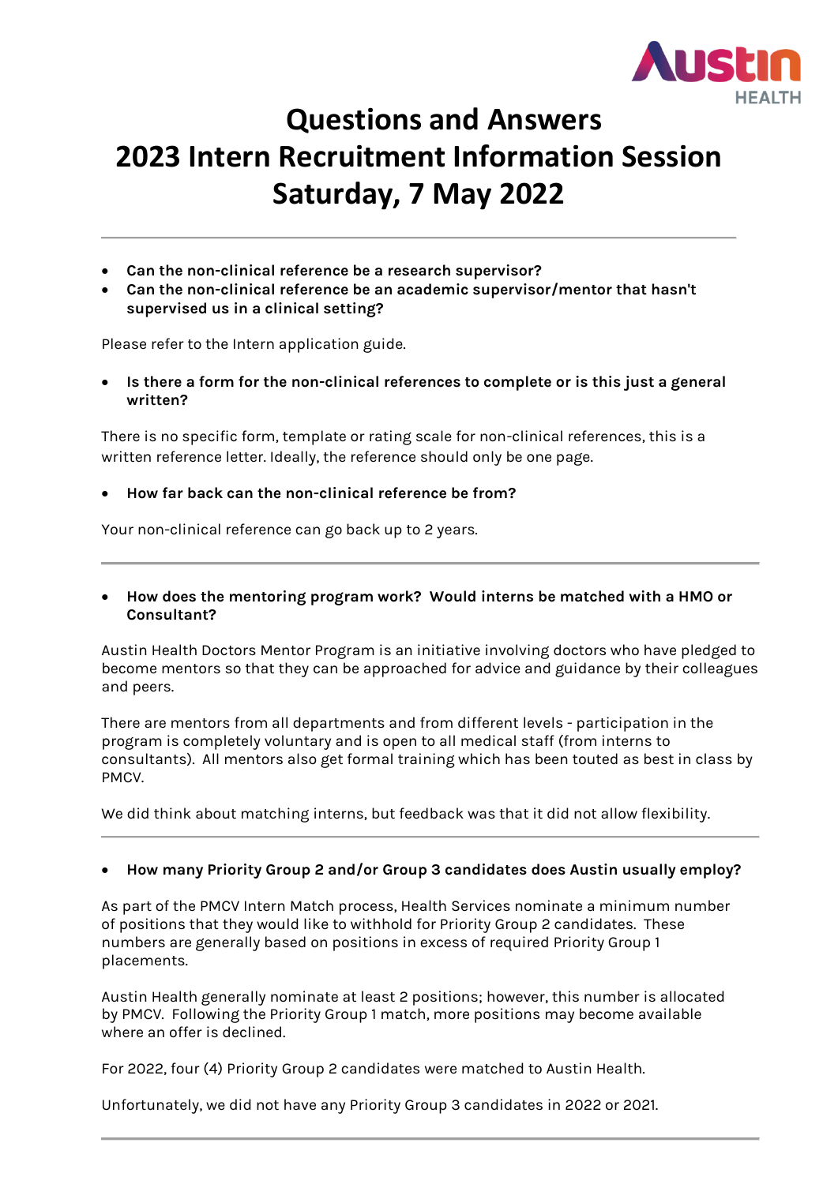# Questions and Answers
# 2023 Intern Recruitment Information Session
# Saturday, 7 May 2022

---

- **Can the non-clinical reference be a research supervisor?**
- **Can the non-clinical reference be an academic supervisor/mentor that hasn't supervised us in a clinical setting?**

Please refer to the Intern application guide.

- **Is there a form for the non-clinical references to complete or is this just a general written?**

There is no specific form, template or rating scale for non-clinical references, this is a written reference letter. Ideally, the reference should only be one page.

- **How far back can the non-clinical reference be from?**

Your non-clinical reference can go back up to 2 years.

---

- **How does the mentoring program work? Would interns be matched with a HMO or Consultant?**

Austin Health Doctors Mentor Program is an initiative involving doctors who have pledged to become mentors so that they can be approached for advice and guidance by their colleagues and peers.

There are mentors from all departments and from different levels - participation in the program is completely voluntary and is open to all medical staff (from interns to consultants). All mentors also get formal training which has been touted as best in class by PMCV.

We did think about matching interns, but feedback was that it did not allow flexibility.

---

- **How many Priority Group 2 and/or Group 3 candidates does Austin usually employ?**

As part of the PMCV Intern Match process, Health Services nominate a minimum number of positions that they would like to withhold for Priority Group 2 candidates. These numbers are generally based on positions in excess of required Priority Group 1 placements.

Austin Health generally nominate at least 2 positions; however, this number is allocated by PMCV. Following the Priority Group 1 match, more positions may become available where an offer is declined.

For 2022, four (4) Priority Group 2 candidates were matched to Austin Health.

Unfortunately, we did not have any Priority Group 3 candidates in 2022 or 2021.

---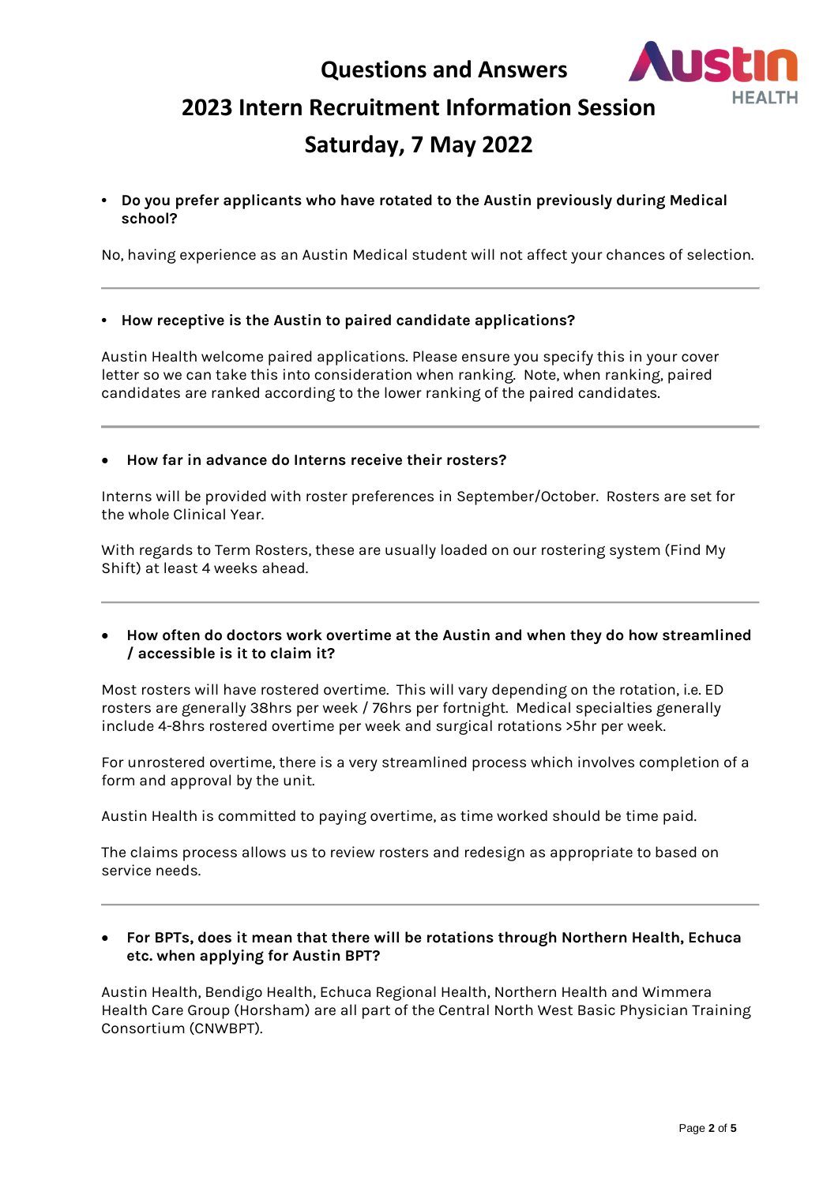# Questions and Answers

## 2023 Intern Recruitment Information Session

## Saturday, 7 May 2022

- **Do you prefer applicants who have rotated to the Austin previously during Medical school?**

No, having experience as an Austin Medical student will not affect your chances of selection.

---

- **How receptive is the Austin to paired candidate applications?**

Austin Health welcome paired applications. Please ensure you specify this in your cover letter so we can take this into consideration when ranking. Note, when ranking, paired candidates are ranked according to the lower ranking of the paired candidates.

---

- **How far in advance do Interns receive their rosters?**

Interns will be provided with roster preferences in September/October. Rosters are set for the whole Clinical Year.

With regards to Term Rosters, these are usually loaded on our rostering system (Find My Shift) at least 4 weeks ahead.

---

- **How often do doctors work overtime at the Austin and when they do how streamlined / accessible is it to claim it?**

Most rosters will have rostered overtime. This will vary depending on the rotation, i.e. ED rosters are generally 38hrs per week / 76hrs per fortnight. Medical specialties generally include 4-8hrs rostered overtime per week and surgical rotations >5hr per week.

For unrostered overtime, there is a very streamlined process which involves completion of a form and approval by the unit.

Austin Health is committed to paying overtime, as time worked should be time paid.

The claims process allows us to review rosters and redesign as appropriate to based on service needs.

---

- **For BPTs, does it mean that there will be rotations through Northern Health, Echuca etc. when applying for Austin BPT?**

Austin Health, Bendigo Health, Echuca Regional Health, Northern Health and Wimmera Health Care Group (Horsham) are all part of the Central North West Basic Physician Training Consortium (CNWBPT).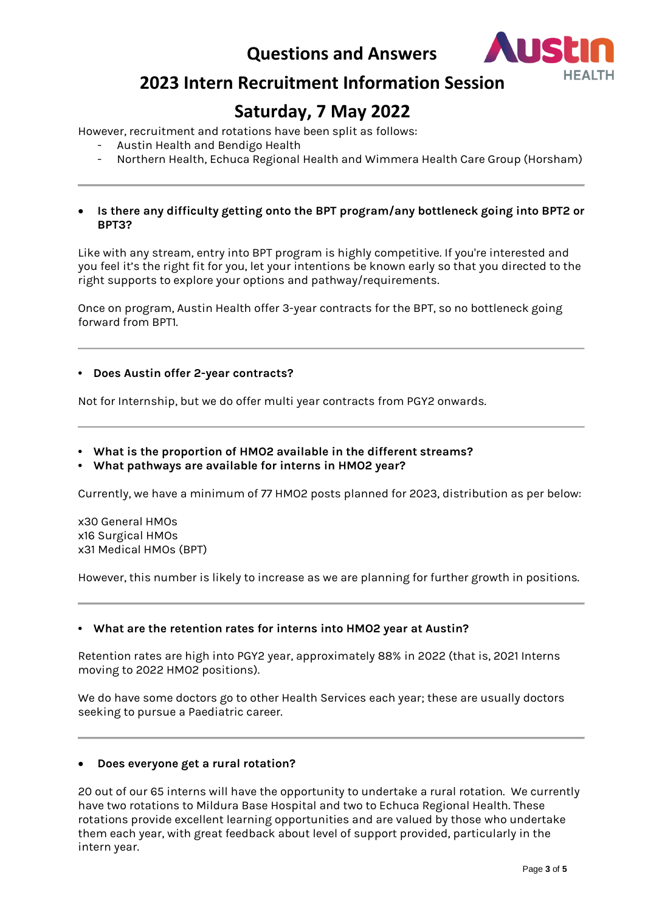However, recruitment and rotations have been split as follows:

- Austin Health and Bendigo Health
- Northern Health, Echuca Regional Health and Wimmera Health Care Group (Horsham)

---

- **Is there any difficulty getting onto the BPT program/any bottleneck going into BPT2 or BPT3?**

Like with any stream, entry into BPT program is highly competitive. If you're interested and you feel it's the right fit for you, let your intentions be known early so that you directed to the right supports to explore your options and pathway/requirements.

Once on program, Austin Health offer 3-year contracts for the BPT, so no bottleneck going forward from BPT1.

---

- **Does Austin offer 2-year contracts?**

Not for Internship, but we do offer multi year contracts from PGY2 onwards.

---

- **What is the proportion of HMO2 available in the different streams?**
- **What pathways are available for interns in HMO2 year?**

Currently, we have a minimum of 77 HMO2 posts planned for 2023, distribution as per below:

x30 General HMOs
x16 Surgical HMOs
x31 Medical HMOs (BPT)

However, this number is likely to increase as we are planning for further growth in positions.

---

- **What are the retention rates for interns into HMO2 year at Austin?**

Retention rates are high into PGY2 year, approximately 88% in 2022 (that is, 2021 Interns moving to 2022 HMO2 positions).

We do have some doctors go to other Health Services each year; these are usually doctors seeking to pursue a Paediatric career.

---

- **Does everyone get a rural rotation?**

20 out of our 65 interns will have the opportunity to undertake a rural rotation. We currently have two rotations to Mildura Base Hospital and two to Echuca Regional Health. These rotations provide excellent learning opportunities and are valued by those who undertake them each year, with great feedback about level of support provided, particularly in the intern year.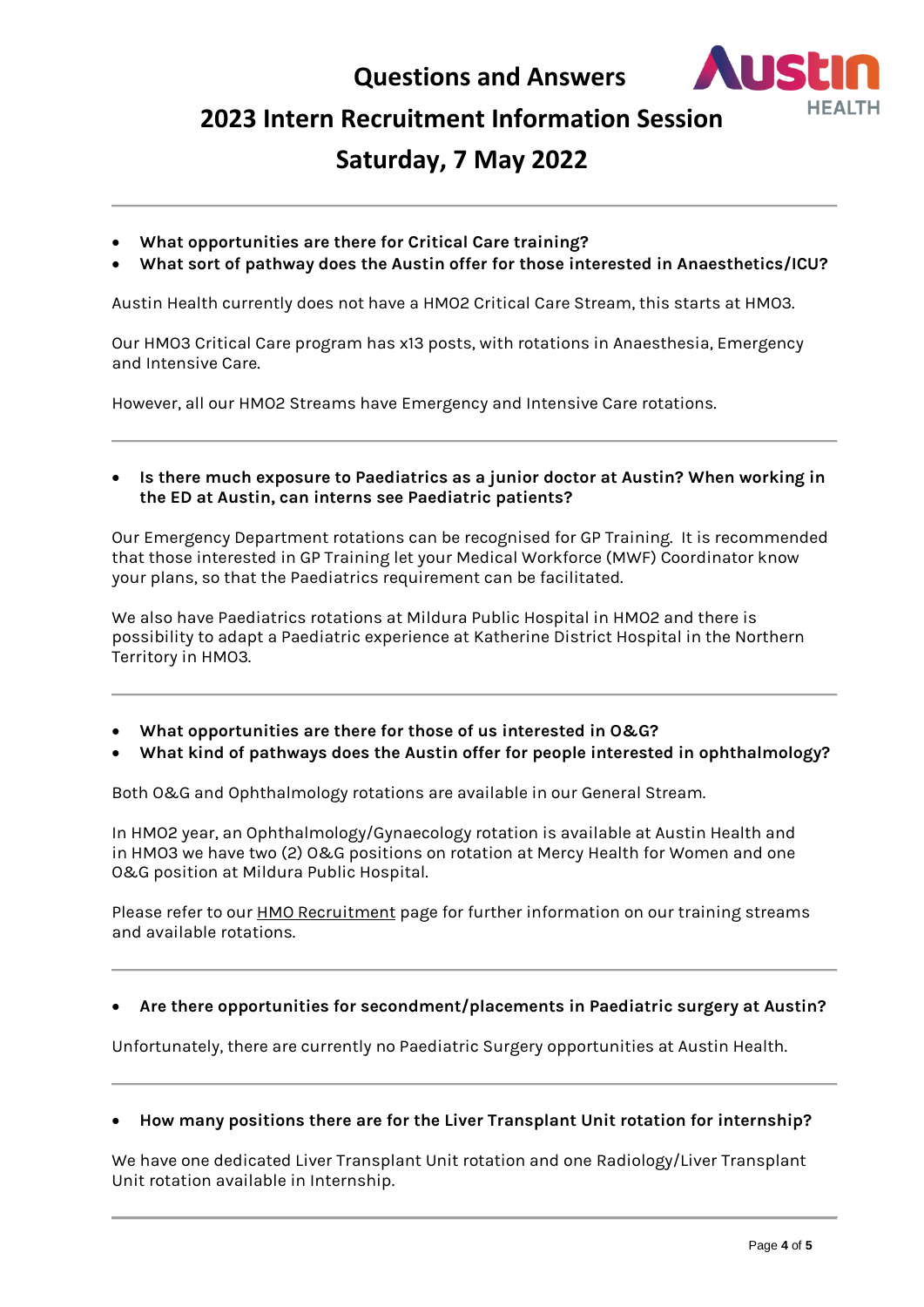# Questions and Answers

## 2023 Intern Recruitment Information Session

## Saturday, 7 May 2022

---

- **What opportunities are there for Critical Care training?**
- **What sort of pathway does the Austin offer for those interested in Anaesthetics/ICU?**

Austin Health currently does not have a HMO2 Critical Care Stream, this starts at HMO3.

Our HMO3 Critical Care program has x13 posts, with rotations in Anaesthesia, Emergency and Intensive Care.

However, all our HMO2 Streams have Emergency and Intensive Care rotations.

---

- **Is there much exposure to Paediatrics as a junior doctor at Austin? When working in the ED at Austin, can interns see Paediatric patients?**

Our Emergency Department rotations can be recognised for GP Training. It is recommended that those interested in GP Training let your Medical Workforce (MWF) Coordinator know your plans, so that the Paediatrics requirement can be facilitated.

We also have Paediatrics rotations at Mildura Public Hospital in HMO2 and there is possibility to adapt a Paediatric experience at Katherine District Hospital in the Northern Territory in HMO3.

---

- **What opportunities are there for those of us interested in O&G?**
- **What kind of pathways does the Austin offer for people interested in ophthalmology?**

Both O&G and Ophthalmology rotations are available in our General Stream.

In HMO2 year, an Ophthalmology/Gynaecology rotation is available at Austin Health and in HMO3 we have two (2) O&G positions on rotation at Mercy Health for Women and one O&G position at Mildura Public Hospital.

Please refer to our HMO Recruitment page for further information on our training streams and available rotations.

---

- **Are there opportunities for secondment/placements in Paediatric surgery at Austin?**

Unfortunately, there are currently no Paediatric Surgery opportunities at Austin Health.

---

- **How many positions there are for the Liver Transplant Unit rotation for internship?**

We have one dedicated Liver Transplant Unit rotation and one Radiology/Liver Transplant Unit rotation available in Internship.

---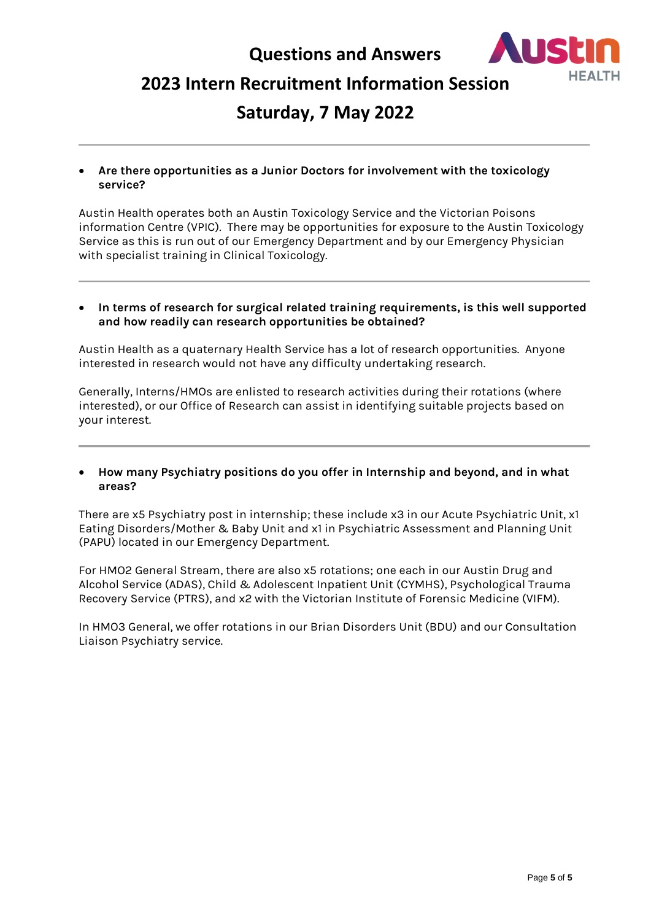# Questions and Answers

# 2023 Intern Recruitment Information Session

# Saturday, 7 May 2022

---

- **Are there opportunities as a Junior Doctors for involvement with the toxicology service?**

Austin Health operates both an Austin Toxicology Service and the Victorian Poisons information Centre (VPIC). There may be opportunities for exposure to the Austin Toxicology Service as this is run out of our Emergency Department and by our Emergency Physician with specialist training in Clinical Toxicology.

---

- **In terms of research for surgical related training requirements, is this well supported and how readily can research opportunities be obtained?**

Austin Health as a quaternary Health Service has a lot of research opportunities. Anyone interested in research would not have any difficulty undertaking research.

Generally, Interns/HMOs are enlisted to research activities during their rotations (where interested), or our Office of Research can assist in identifying suitable projects based on your interest.

---

- **How many Psychiatry positions do you offer in Internship and beyond, and in what areas?**

There are x5 Psychiatry post in internship; these include x3 in our Acute Psychiatric Unit, x1 Eating Disorders/Mother & Baby Unit and x1 in Psychiatric Assessment and Planning Unit (PAPU) located in our Emergency Department.

For HMO2 General Stream, there are also x5 rotations; one each in our Austin Drug and Alcohol Service (ADAS), Child & Adolescent Inpatient Unit (CYMHS), Psychological Trauma Recovery Service (PTRS), and x2 with the Victorian Institute of Forensic Medicine (VIFM).

In HMO3 General, we offer rotations in our Brian Disorders Unit (BDU) and our Consultation Liaison Psychiatry service.